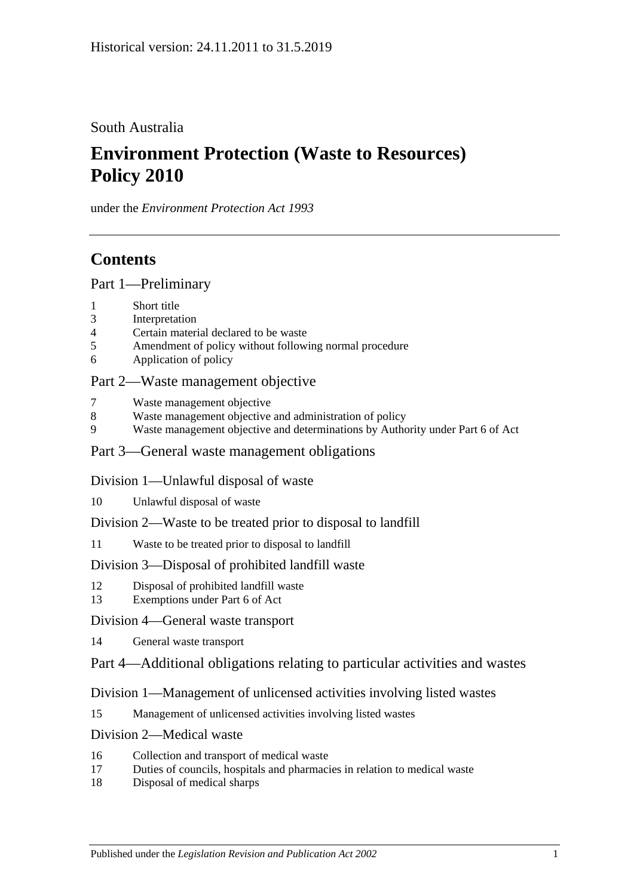Historical version: 24.11.2011 to 31.5.2019

South Australia

# Environment Protection (Waste to Resources) Policy 2010

under the *Environment Protection Act 1993*

## Contents

### Part 1—Preliminary

1 Short title
3 Interpretation
4 Certain material declared to be waste
5 Amendment of policy without following normal procedure
6 Application of policy

### Part 2—Waste management objective

7 Waste management objective
8 Waste management objective and administration of policy
9 Waste management objective and determinations by Authority under Part 6 of Act

### Part 3—General waste management obligations

#### Division 1—Unlawful disposal of waste

10 Unlawful disposal of waste

#### Division 2—Waste to be treated prior to disposal to landfill

11 Waste to be treated prior to disposal to landfill

#### Division 3—Disposal of prohibited landfill waste

12 Disposal of prohibited landfill waste
13 Exemptions under Part 6 of Act

#### Division 4—General waste transport

14 General waste transport

### Part 4—Additional obligations relating to particular activities and wastes

#### Division 1—Management of unlicensed activities involving listed wastes

15 Management of unlicensed activities involving listed wastes

#### Division 2—Medical waste

16 Collection and transport of medical waste
17 Duties of councils, hospitals and pharmacies in relation to medical waste
18 Disposal of medical sharps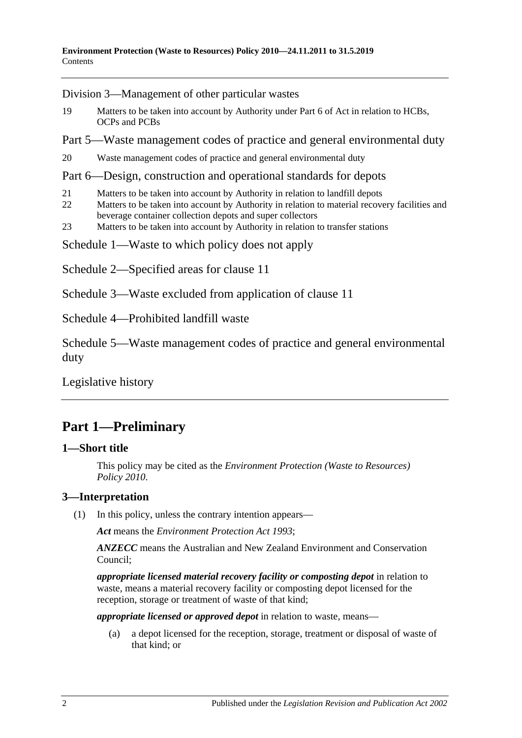Division 3—Management of other particular wastes

19 Matters to be taken into account by Authority under Part 6 of Act in relation to HCBs, OCPs and PCBs

Part 5—Waste management codes of practice and general environmental duty

20 Waste management codes of practice and general environmental duty

Part 6—Design, construction and operational standards for depots

21 Matters to be taken into account by Authority in relation to landfill depots

22 Matters to be taken into account by Authority in relation to material recovery facilities and beverage container collection depots and super collectors

23 Matters to be taken into account by Authority in relation to transfer stations

Schedule 1—Waste to which policy does not apply

Schedule 2—Specified areas for clause 11

Schedule 3—Waste excluded from application of clause 11

Schedule 4—Prohibited landfill waste

Schedule 5—Waste management codes of practice and general environmental duty

Legislative history

## Part 1—Preliminary

### 1—Short title

This policy may be cited as the *Environment Protection (Waste to Resources) Policy 2010*.

### 3—Interpretation

(1) In this policy, unless the contrary intention appears—

***Act*** means the *Environment Protection Act 1993*;

***ANZECC*** means the Australian and New Zealand Environment and Conservation Council;

***appropriate licensed material recovery facility or composting depot*** in relation to waste, means a material recovery facility or composting depot licensed for the reception, storage or treatment of waste of that kind;

***appropriate licensed or approved depot*** in relation to waste, means—

(a) a depot licensed for the reception, storage, treatment or disposal of waste of that kind; or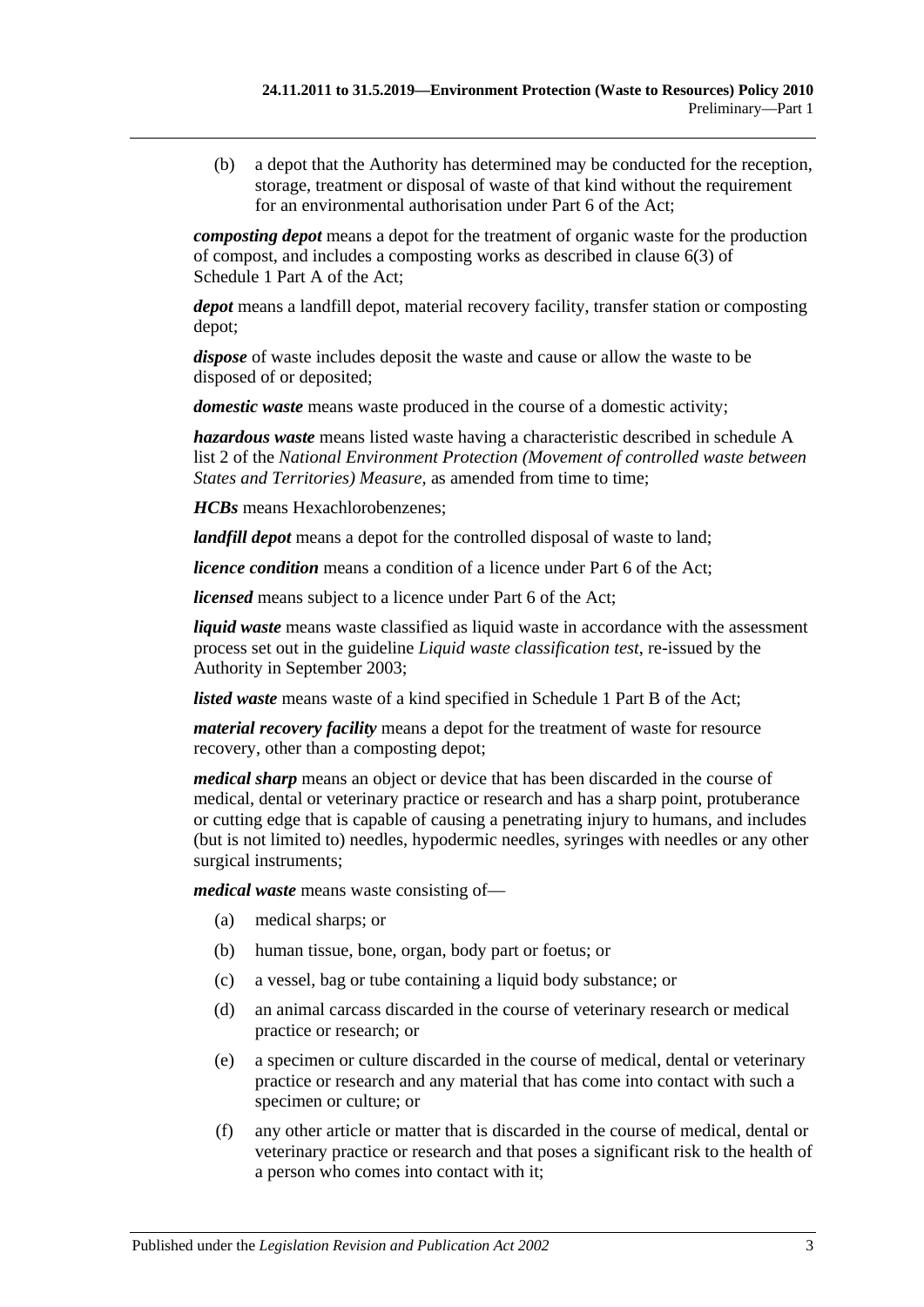(b) a depot that the Authority has determined may be conducted for the reception, storage, treatment or disposal of waste of that kind without the requirement for an environmental authorisation under Part 6 of the Act;

***composting depot*** means a depot for the treatment of organic waste for the production of compost, and includes a composting works as described in clause 6(3) of Schedule 1 Part A of the Act;

***depot*** means a landfill depot, material recovery facility, transfer station or composting depot;

***dispose*** of waste includes deposit the waste and cause or allow the waste to be disposed of or deposited;

***domestic waste*** means waste produced in the course of a domestic activity;

***hazardous waste*** means listed waste having a characteristic described in schedule A list 2 of the *National Environment Protection (Movement of controlled waste between States and Territories) Measure*, as amended from time to time;

***HCBs*** means Hexachlorobenzenes;

***landfill depot*** means a depot for the controlled disposal of waste to land;

***licence condition*** means a condition of a licence under Part 6 of the Act;

***licensed*** means subject to a licence under Part 6 of the Act;

***liquid waste*** means waste classified as liquid waste in accordance with the assessment process set out in the guideline *Liquid waste classification test*, re-issued by the Authority in September 2003;

***listed waste*** means waste of a kind specified in Schedule 1 Part B of the Act;

***material recovery facility*** means a depot for the treatment of waste for resource recovery, other than a composting depot;

***medical sharp*** means an object or device that has been discarded in the course of medical, dental or veterinary practice or research and has a sharp point, protuberance or cutting edge that is capable of causing a penetrating injury to humans, and includes (but is not limited to) needles, hypodermic needles, syringes with needles or any other surgical instruments;

***medical waste*** means waste consisting of—

(a) medical sharps; or

(b) human tissue, bone, organ, body part or foetus; or

(c) a vessel, bag or tube containing a liquid body substance; or

(d) an animal carcass discarded in the course of veterinary research or medical practice or research; or

(e) a specimen or culture discarded in the course of medical, dental or veterinary practice or research and any material that has come into contact with such a specimen or culture; or

(f) any other article or matter that is discarded in the course of medical, dental or veterinary practice or research and that poses a significant risk to the health of a person who comes into contact with it;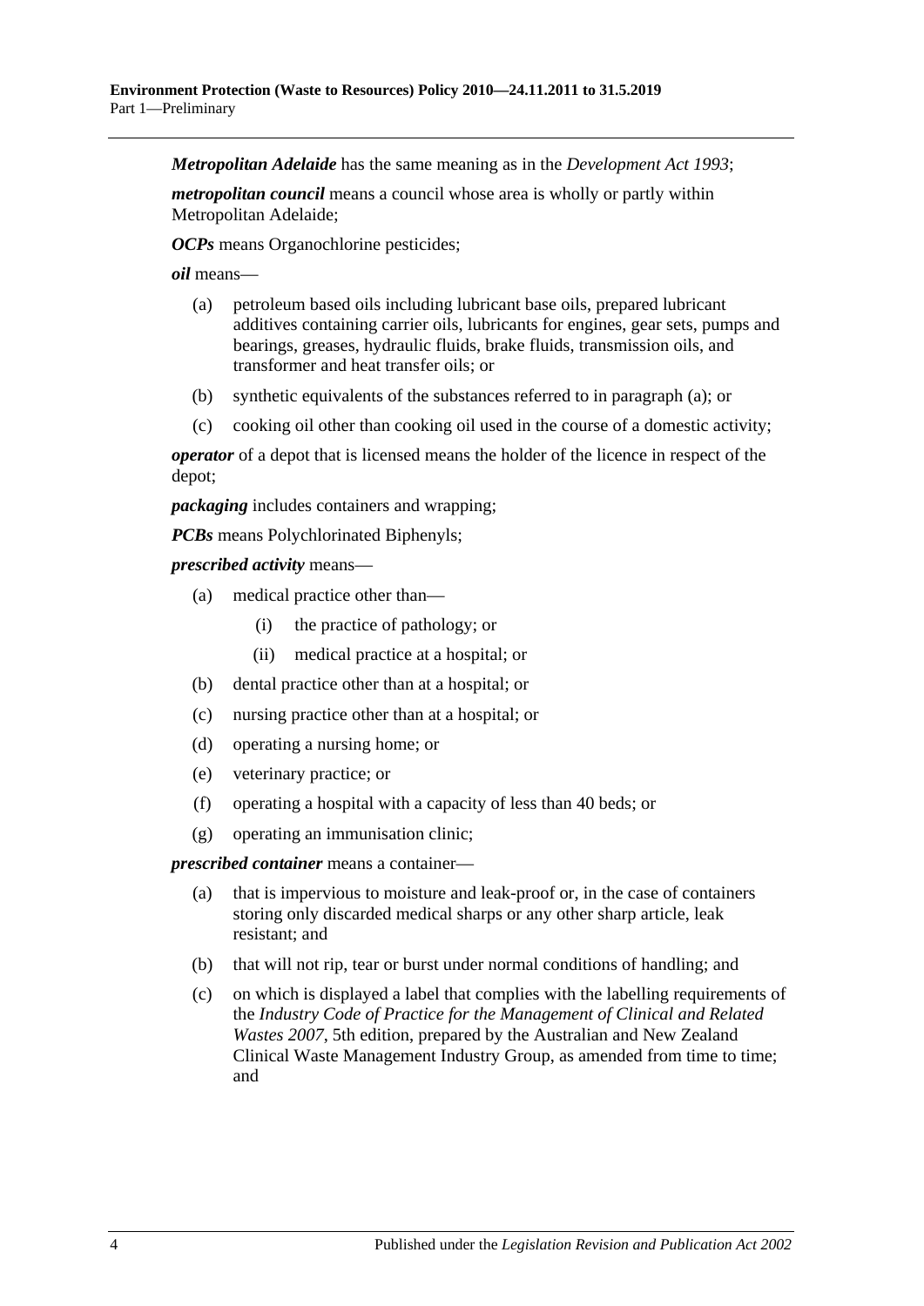***Metropolitan Adelaide*** has the same meaning as in the *Development Act 1993*;

***metropolitan council*** means a council whose area is wholly or partly within Metropolitan Adelaide;

***OCPs*** means Organochlorine pesticides;

***oil*** means—

(a) petroleum based oils including lubricant base oils, prepared lubricant additives containing carrier oils, lubricants for engines, gear sets, pumps and bearings, greases, hydraulic fluids, brake fluids, transmission oils, and transformer and heat transfer oils; or

(b) synthetic equivalents of the substances referred to in paragraph (a); or

(c) cooking oil other than cooking oil used in the course of a domestic activity;

***operator*** of a depot that is licensed means the holder of the licence in respect of the depot;

***packaging*** includes containers and wrapping;

***PCBs*** means Polychlorinated Biphenyls;

***prescribed activity*** means—

(a) medical practice other than—

(i) the practice of pathology; or

(ii) medical practice at a hospital; or

(b) dental practice other than at a hospital; or

(c) nursing practice other than at a hospital; or

(d) operating a nursing home; or

(e) veterinary practice; or

(f) operating a hospital with a capacity of less than 40 beds; or

(g) operating an immunisation clinic;

***prescribed container*** means a container—

(a) that is impervious to moisture and leak-proof or, in the case of containers storing only discarded medical sharps or any other sharp article, leak resistant; and

(b) that will not rip, tear or burst under normal conditions of handling; and

(c) on which is displayed a label that complies with the labelling requirements of the *Industry Code of Practice for the Management of Clinical and Related Wastes 2007*, 5th edition, prepared by the Australian and New Zealand Clinical Waste Management Industry Group, as amended from time to time; and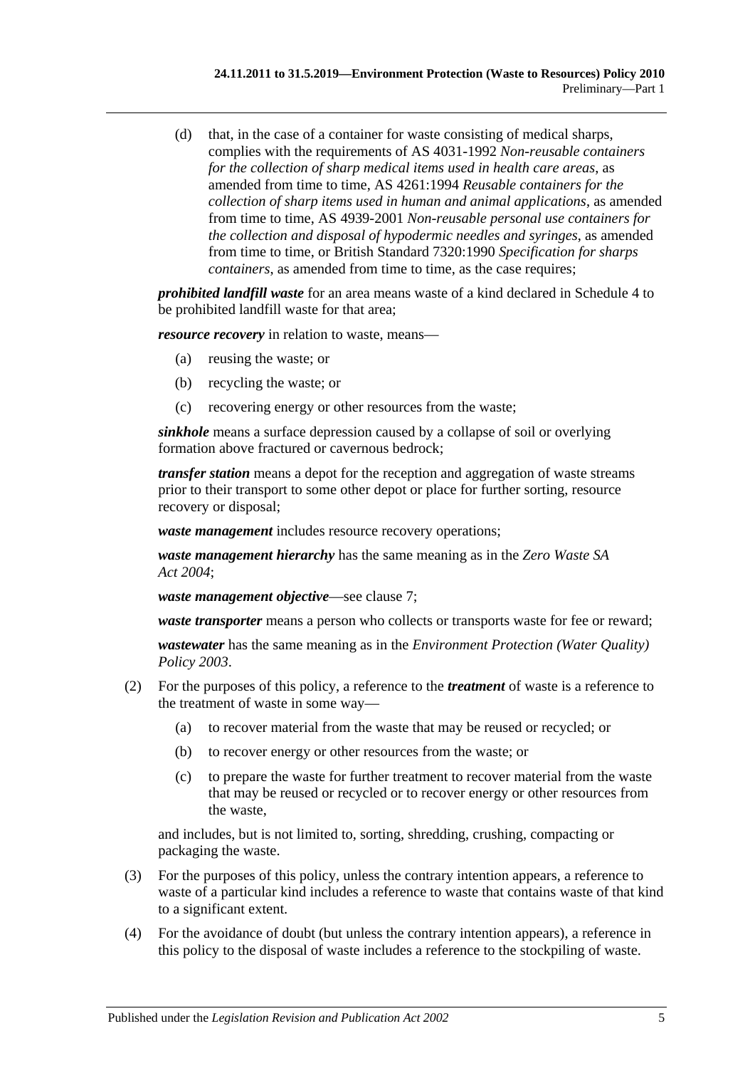(d) that, in the case of a container for waste consisting of medical sharps, complies with the requirements of AS 4031-1992 *Non-reusable containers for the collection of sharp medical items used in health care areas*, as amended from time to time, AS 4261:1994 *Reusable containers for the collection of sharp items used in human and animal applications*, as amended from time to time, AS 4939-2001 *Non-reusable personal use containers for the collection and disposal of hypodermic needles and syringes*, as amended from time to time, or British Standard 7320:1990 *Specification for sharps containers*, as amended from time to time, as the case requires;

***prohibited landfill waste*** for an area means waste of a kind declared in Schedule 4 to be prohibited landfill waste for that area;

***resource recovery*** in relation to waste, means—

(a) reusing the waste; or

(b) recycling the waste; or

(c) recovering energy or other resources from the waste;

***sinkhole*** means a surface depression caused by a collapse of soil or overlying formation above fractured or cavernous bedrock;

***transfer station*** means a depot for the reception and aggregation of waste streams prior to their transport to some other depot or place for further sorting, resource recovery or disposal;

***waste management*** includes resource recovery operations;

***waste management hierarchy*** has the same meaning as in the *Zero Waste SA Act 2004*;

***waste management objective***—see clause 7;

***waste transporter*** means a person who collects or transports waste for fee or reward;

***wastewater*** has the same meaning as in the *Environment Protection (Water Quality) Policy 2003*.

(2) For the purposes of this policy, a reference to the ***treatment*** of waste is a reference to the treatment of waste in some way—

(a) to recover material from the waste that may be reused or recycled; or

(b) to recover energy or other resources from the waste; or

(c) to prepare the waste for further treatment to recover material from the waste that may be reused or recycled or to recover energy or other resources from the waste,

and includes, but is not limited to, sorting, shredding, crushing, compacting or packaging the waste.

(3) For the purposes of this policy, unless the contrary intention appears, a reference to waste of a particular kind includes a reference to waste that contains waste of that kind to a significant extent.

(4) For the avoidance of doubt (but unless the contrary intention appears), a reference in this policy to the disposal of waste includes a reference to the stockpiling of waste.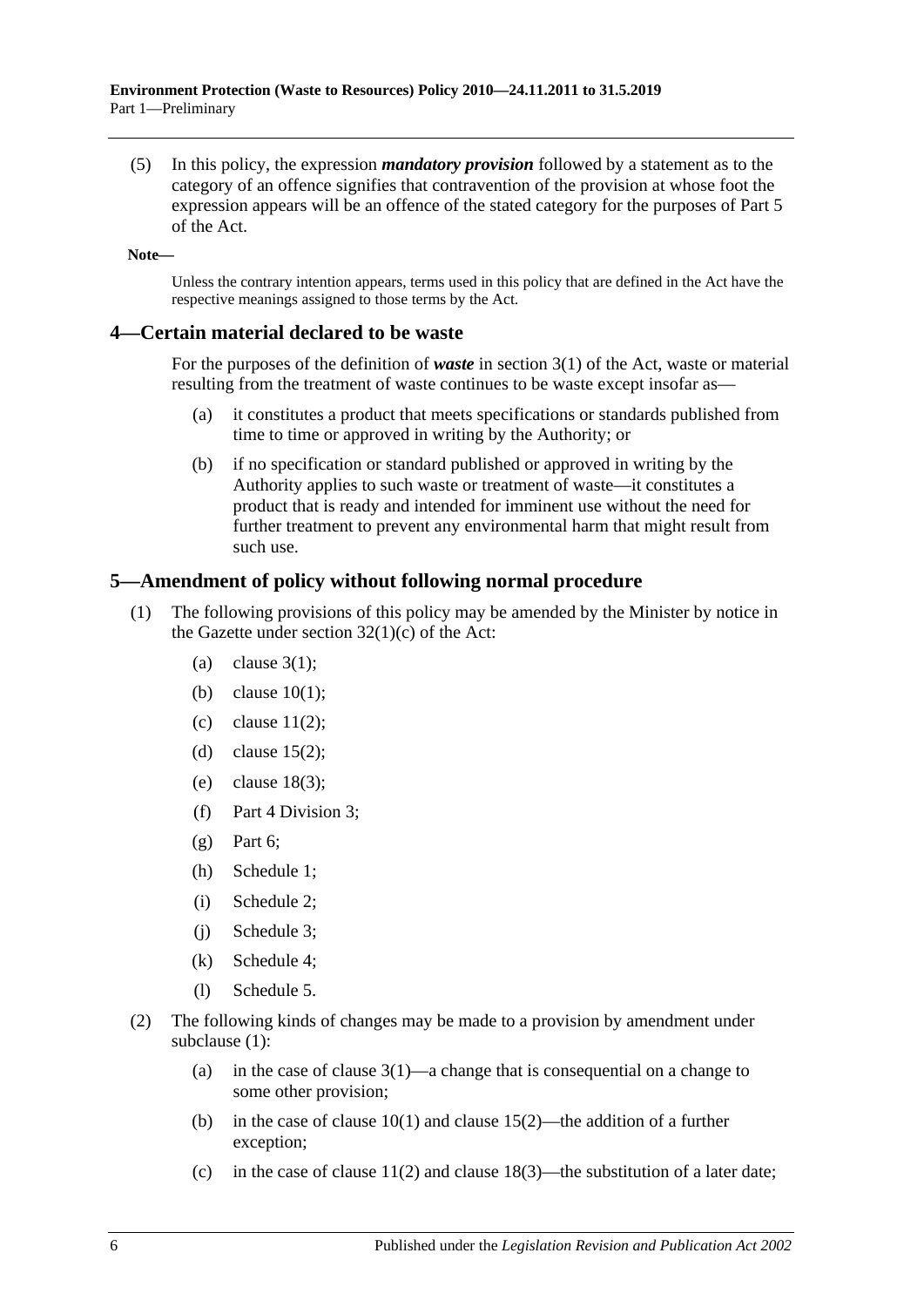(5) In this policy, the expression ***mandatory provision*** followed by a statement as to the category of an offence signifies that contravention of the provision at whose foot the expression appears will be an offence of the stated category for the purposes of Part 5 of the Act.

**Note—**

Unless the contrary intention appears, terms used in this policy that are defined in the Act have the respective meanings assigned to those terms by the Act.

## 4—Certain material declared to be waste

For the purposes of the definition of ***waste*** in section 3(1) of the Act, waste or material resulting from the treatment of waste continues to be waste except insofar as—

- (a) it constitutes a product that meets specifications or standards published from time to time or approved in writing by the Authority; or
- (b) if no specification or standard published or approved in writing by the Authority applies to such waste or treatment of waste—it constitutes a product that is ready and intended for imminent use without the need for further treatment to prevent any environmental harm that might result from such use.

## 5—Amendment of policy without following normal procedure

(1) The following provisions of this policy may be amended by the Minister by notice in the Gazette under section 32(1)(c) of the Act:

- (a) clause 3(1);
- (b) clause 10(1);
- (c) clause 11(2);
- (d) clause 15(2);
- (e) clause 18(3);
- (f) Part 4 Division 3;
- (g) Part 6;
- (h) Schedule 1;
- (i) Schedule 2;
- (j) Schedule 3;
- (k) Schedule 4;
- (l) Schedule 5.

(2) The following kinds of changes may be made to a provision by amendment under subclause (1):

- (a) in the case of clause 3(1)—a change that is consequential on a change to some other provision;
- (b) in the case of clause 10(1) and clause 15(2)—the addition of a further exception;
- (c) in the case of clause 11(2) and clause 18(3)—the substitution of a later date;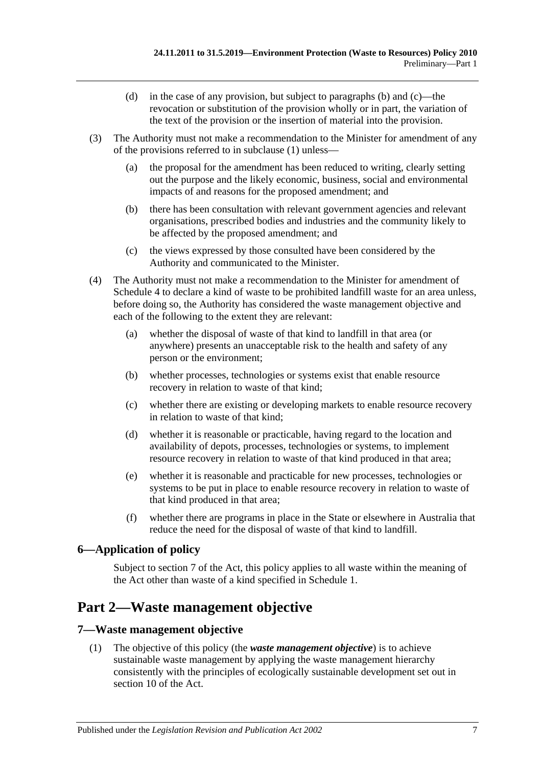(d) in the case of any provision, but subject to paragraphs (b) and (c)—the revocation or substitution of the provision wholly or in part, the variation of the text of the provision or the insertion of material into the provision.

(3) The Authority must not make a recommendation to the Minister for amendment of any of the provisions referred to in subclause (1) unless—

(a) the proposal for the amendment has been reduced to writing, clearly setting out the purpose and the likely economic, business, social and environmental impacts of and reasons for the proposed amendment; and

(b) there has been consultation with relevant government agencies and relevant organisations, prescribed bodies and industries and the community likely to be affected by the proposed amendment; and

(c) the views expressed by those consulted have been considered by the Authority and communicated to the Minister.

(4) The Authority must not make a recommendation to the Minister for amendment of Schedule 4 to declare a kind of waste to be prohibited landfill waste for an area unless, before doing so, the Authority has considered the waste management objective and each of the following to the extent they are relevant:

(a) whether the disposal of waste of that kind to landfill in that area (or anywhere) presents an unacceptable risk to the health and safety of any person or the environment;

(b) whether processes, technologies or systems exist that enable resource recovery in relation to waste of that kind;

(c) whether there are existing or developing markets to enable resource recovery in relation to waste of that kind;

(d) whether it is reasonable or practicable, having regard to the location and availability of depots, processes, technologies or systems, to implement resource recovery in relation to waste of that kind produced in that area;

(e) whether it is reasonable and practicable for new processes, technologies or systems to be put in place to enable resource recovery in relation to waste of that kind produced in that area;

(f) whether there are programs in place in the State or elsewhere in Australia that reduce the need for the disposal of waste of that kind to landfill.

### 6—Application of policy

Subject to section 7 of the Act, this policy applies to all waste within the meaning of the Act other than waste of a kind specified in Schedule 1.

## Part 2—Waste management objective

### 7—Waste management objective

(1) The objective of this policy (the ***waste management objective***) is to achieve sustainable waste management by applying the waste management hierarchy consistently with the principles of ecologically sustainable development set out in section 10 of the Act.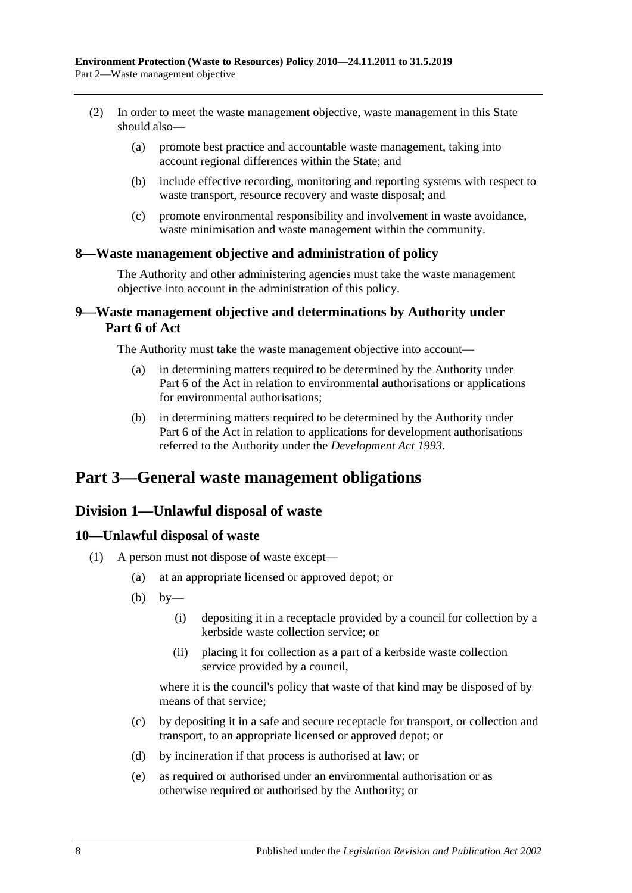(2) In order to meet the waste management objective, waste management in this State should also—

(a) promote best practice and accountable waste management, taking into account regional differences within the State; and

(b) include effective recording, monitoring and reporting systems with respect to waste transport, resource recovery and waste disposal; and

(c) promote environmental responsibility and involvement in waste avoidance, waste minimisation and waste management within the community.

### 8—Waste management objective and administration of policy

The Authority and other administering agencies must take the waste management objective into account in the administration of this policy.

### 9—Waste management objective and determinations by Authority under Part 6 of Act

The Authority must take the waste management objective into account—

(a) in determining matters required to be determined by the Authority under Part 6 of the Act in relation to environmental authorisations or applications for environmental authorisations;

(b) in determining matters required to be determined by the Authority under Part 6 of the Act in relation to applications for development authorisations referred to the Authority under the *Development Act 1993*.

# Part 3—General waste management obligations

## Division 1—Unlawful disposal of waste

### 10—Unlawful disposal of waste

(1) A person must not dispose of waste except—

(a) at an appropriate licensed or approved depot; or

(b) by—

(i) depositing it in a receptacle provided by a council for collection by a kerbside waste collection service; or

(ii) placing it for collection as a part of a kerbside waste collection service provided by a council,

where it is the council's policy that waste of that kind may be disposed of by means of that service;

(c) by depositing it in a safe and secure receptacle for transport, or collection and transport, to an appropriate licensed or approved depot; or

(d) by incineration if that process is authorised at law; or

(e) as required or authorised under an environmental authorisation or as otherwise required or authorised by the Authority; or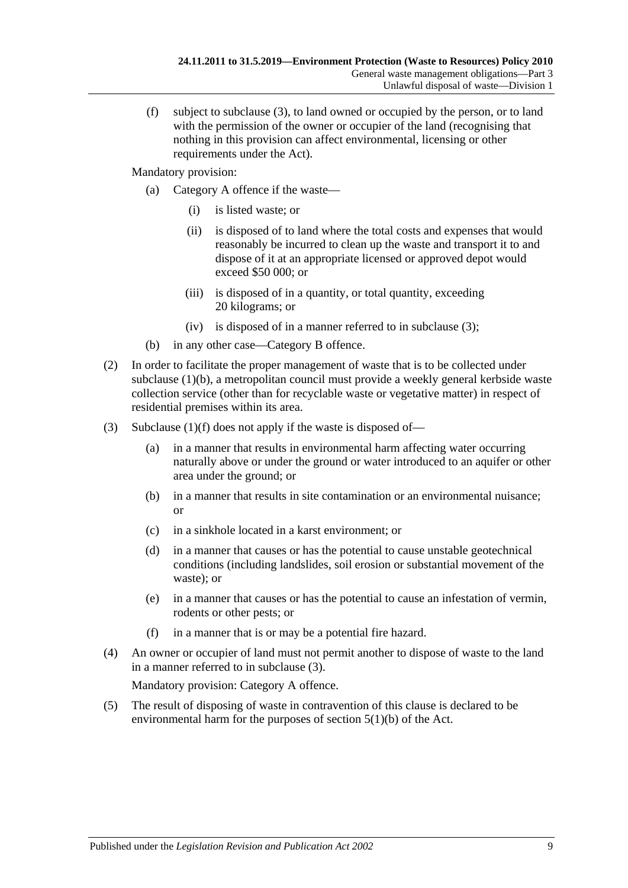(f) subject to subclause (3), to land owned or occupied by the person, or to land with the permission of the owner or occupier of the land (recognising that nothing in this provision can affect environmental, licensing or other requirements under the Act).

Mandatory provision:

(a) Category A offence if the waste—

(i) is listed waste; or

(ii) is disposed of to land where the total costs and expenses that would reasonably be incurred to clean up the waste and transport it to and dispose of it at an appropriate licensed or approved depot would exceed $50 000; or

(iii) is disposed of in a quantity, or total quantity, exceeding 20 kilograms; or

(iv) is disposed of in a manner referred to in subclause (3);

(b) in any other case—Category B offence.

(2) In order to facilitate the proper management of waste that is to be collected under subclause (1)(b), a metropolitan council must provide a weekly general kerbside waste collection service (other than for recyclable waste or vegetative matter) in respect of residential premises within its area.

(3) Subclause (1)(f) does not apply if the waste is disposed of—

(a) in a manner that results in environmental harm affecting water occurring naturally above or under the ground or water introduced to an aquifer or other area under the ground; or

(b) in a manner that results in site contamination or an environmental nuisance; or

(c) in a sinkhole located in a karst environment; or

(d) in a manner that causes or has the potential to cause unstable geotechnical conditions (including landslides, soil erosion or substantial movement of the waste); or

(e) in a manner that causes or has the potential to cause an infestation of vermin, rodents or other pests; or

(f) in a manner that is or may be a potential fire hazard.

(4) An owner or occupier of land must not permit another to dispose of waste to the land in a manner referred to in subclause (3).

Mandatory provision: Category A offence.

(5) The result of disposing of waste in contravention of this clause is declared to be environmental harm for the purposes of section 5(1)(b) of the Act.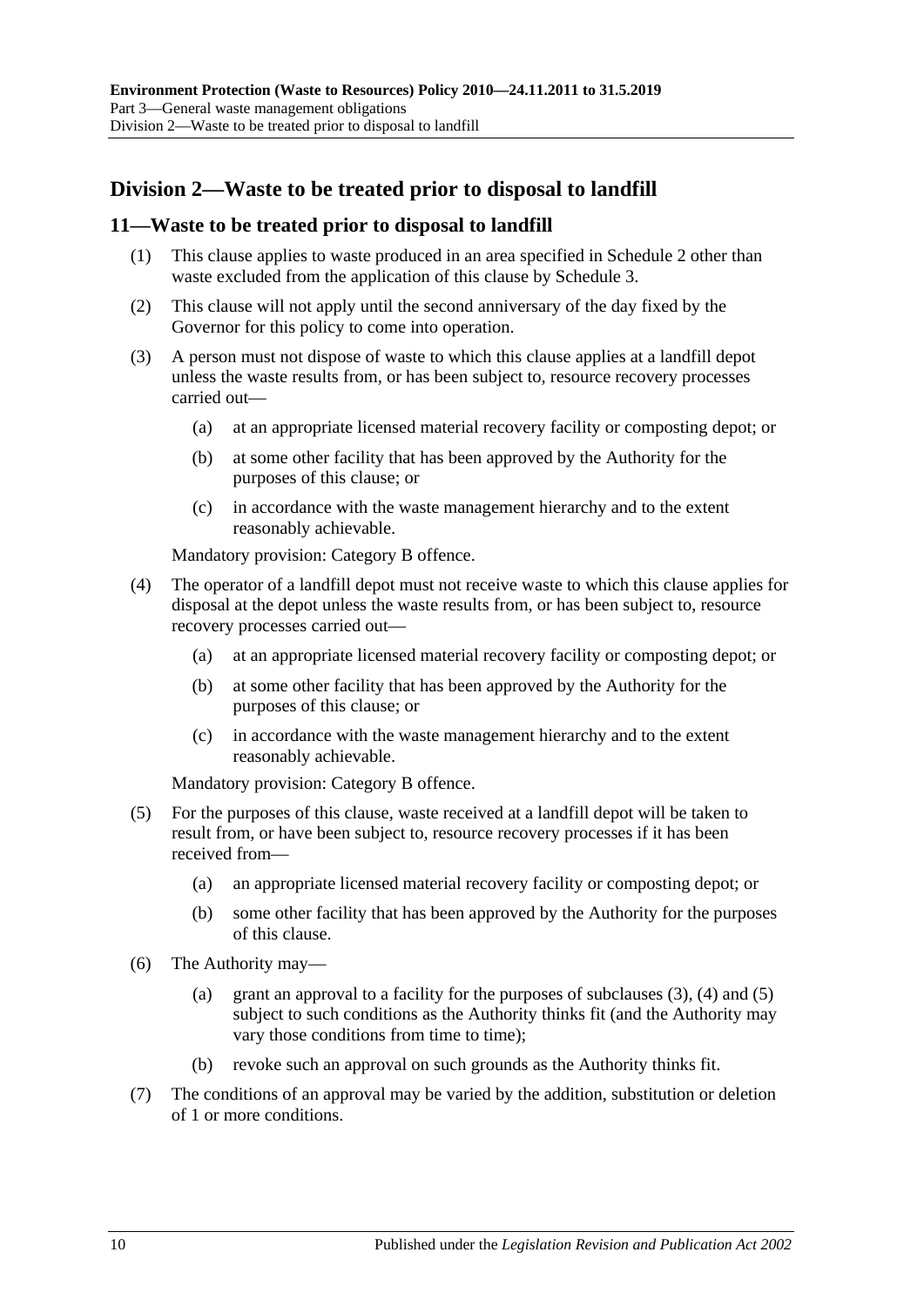## Division 2—Waste to be treated prior to disposal to landfill

### 11—Waste to be treated prior to disposal to landfill

(1) This clause applies to waste produced in an area specified in Schedule 2 other than waste excluded from the application of this clause by Schedule 3.

(2) This clause will not apply until the second anniversary of the day fixed by the Governor for this policy to come into operation.

(3) A person must not dispose of waste to which this clause applies at a landfill depot unless the waste results from, or has been subject to, resource recovery processes carried out—

(a) at an appropriate licensed material recovery facility or composting depot; or

(b) at some other facility that has been approved by the Authority for the purposes of this clause; or

(c) in accordance with the waste management hierarchy and to the extent reasonably achievable.

Mandatory provision: Category B offence.

(4) The operator of a landfill depot must not receive waste to which this clause applies for disposal at the depot unless the waste results from, or has been subject to, resource recovery processes carried out—

(a) at an appropriate licensed material recovery facility or composting depot; or

(b) at some other facility that has been approved by the Authority for the purposes of this clause; or

(c) in accordance with the waste management hierarchy and to the extent reasonably achievable.

Mandatory provision: Category B offence.

(5) For the purposes of this clause, waste received at a landfill depot will be taken to result from, or have been subject to, resource recovery processes if it has been received from—

(a) an appropriate licensed material recovery facility or composting depot; or

(b) some other facility that has been approved by the Authority for the purposes of this clause.

(6) The Authority may—

(a) grant an approval to a facility for the purposes of subclauses (3), (4) and (5) subject to such conditions as the Authority thinks fit (and the Authority may vary those conditions from time to time);

(b) revoke such an approval on such grounds as the Authority thinks fit.

(7) The conditions of an approval may be varied by the addition, substitution or deletion of 1 or more conditions.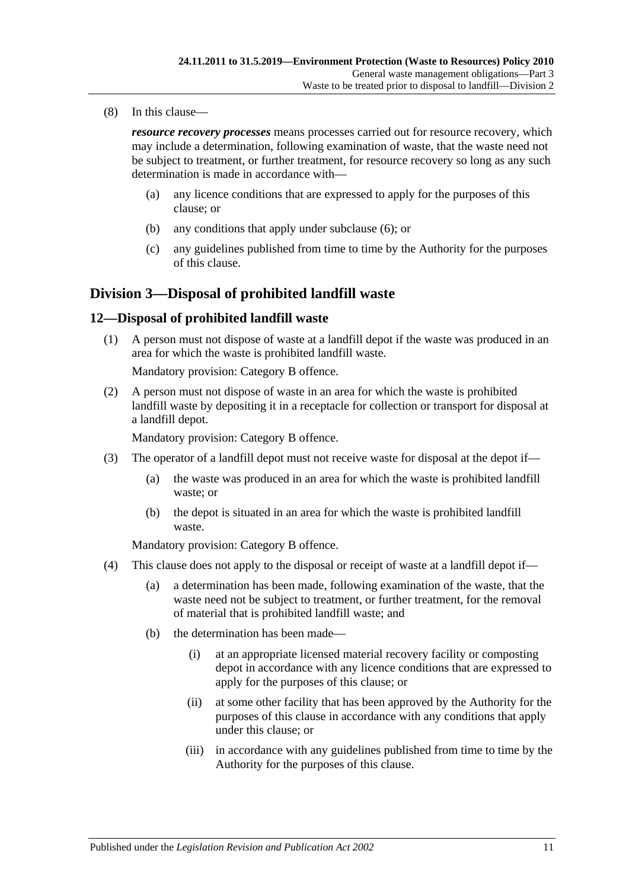(8) In this clause—

***resource recovery processes*** means processes carried out for resource recovery, which may include a determination, following examination of waste, that the waste need not be subject to treatment, or further treatment, for resource recovery so long as any such determination is made in accordance with—

(a) any licence conditions that are expressed to apply for the purposes of this clause; or

(b) any conditions that apply under subclause (6); or

(c) any guidelines published from time to time by the Authority for the purposes of this clause.

## Division 3—Disposal of prohibited landfill waste

### 12—Disposal of prohibited landfill waste

(1) A person must not dispose of waste at a landfill depot if the waste was produced in an area for which the waste is prohibited landfill waste.

Mandatory provision: Category B offence.

(2) A person must not dispose of waste in an area for which the waste is prohibited landfill waste by depositing it in a receptacle for collection or transport for disposal at a landfill depot.

Mandatory provision: Category B offence.

(3) The operator of a landfill depot must not receive waste for disposal at the depot if—

(a) the waste was produced in an area for which the waste is prohibited landfill waste; or

(b) the depot is situated in an area for which the waste is prohibited landfill waste.

Mandatory provision: Category B offence.

(4) This clause does not apply to the disposal or receipt of waste at a landfill depot if—

(a) a determination has been made, following examination of the waste, that the waste need not be subject to treatment, or further treatment, for the removal of material that is prohibited landfill waste; and

(b) the determination has been made—

(i) at an appropriate licensed material recovery facility or composting depot in accordance with any licence conditions that are expressed to apply for the purposes of this clause; or

(ii) at some other facility that has been approved by the Authority for the purposes of this clause in accordance with any conditions that apply under this clause; or

(iii) in accordance with any guidelines published from time to time by the Authority for the purposes of this clause.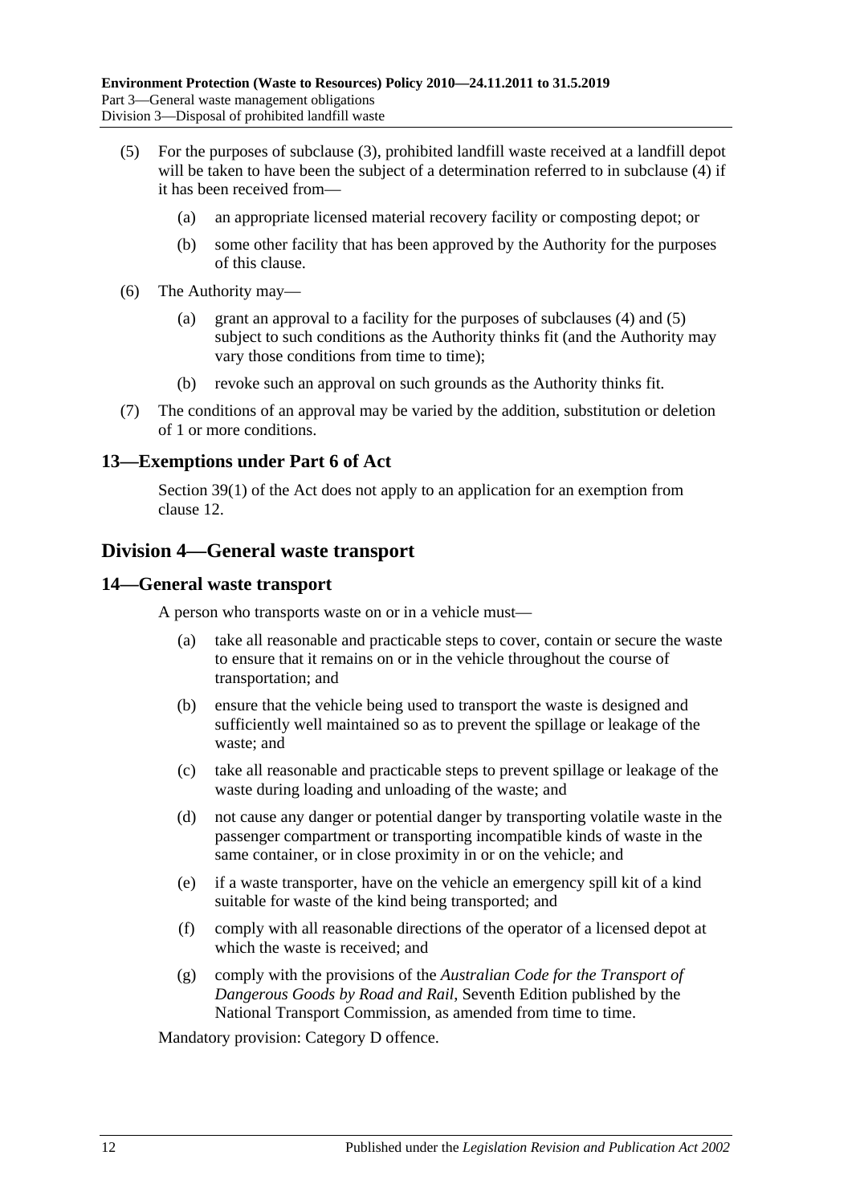(5) For the purposes of subclause (3), prohibited landfill waste received at a landfill depot will be taken to have been the subject of a determination referred to in subclause (4) if it has been received from—

  (a) an appropriate licensed material recovery facility or composting depot; or

  (b) some other facility that has been approved by the Authority for the purposes of this clause.

(6) The Authority may—

  (a) grant an approval to a facility for the purposes of subclauses (4) and (5) subject to such conditions as the Authority thinks fit (and the Authority may vary those conditions from time to time);

  (b) revoke such an approval on such grounds as the Authority thinks fit.

(7) The conditions of an approval may be varied by the addition, substitution or deletion of 1 or more conditions.

### 13—Exemptions under Part 6 of Act

Section 39(1) of the Act does not apply to an application for an exemption from clause 12.

## Division 4—General waste transport

### 14—General waste transport

A person who transports waste on or in a vehicle must—

  (a) take all reasonable and practicable steps to cover, contain or secure the waste to ensure that it remains on or in the vehicle throughout the course of transportation; and

  (b) ensure that the vehicle being used to transport the waste is designed and sufficiently well maintained so as to prevent the spillage or leakage of the waste; and

  (c) take all reasonable and practicable steps to prevent spillage or leakage of the waste during loading and unloading of the waste; and

  (d) not cause any danger or potential danger by transporting volatile waste in the passenger compartment or transporting incompatible kinds of waste in the same container, or in close proximity in or on the vehicle; and

  (e) if a waste transporter, have on the vehicle an emergency spill kit of a kind suitable for waste of the kind being transported; and

  (f) comply with all reasonable directions of the operator of a licensed depot at which the waste is received; and

  (g) comply with the provisions of the *Australian Code for the Transport of Dangerous Goods by Road and Rail*, Seventh Edition published by the National Transport Commission, as amended from time to time.

Mandatory provision: Category D offence.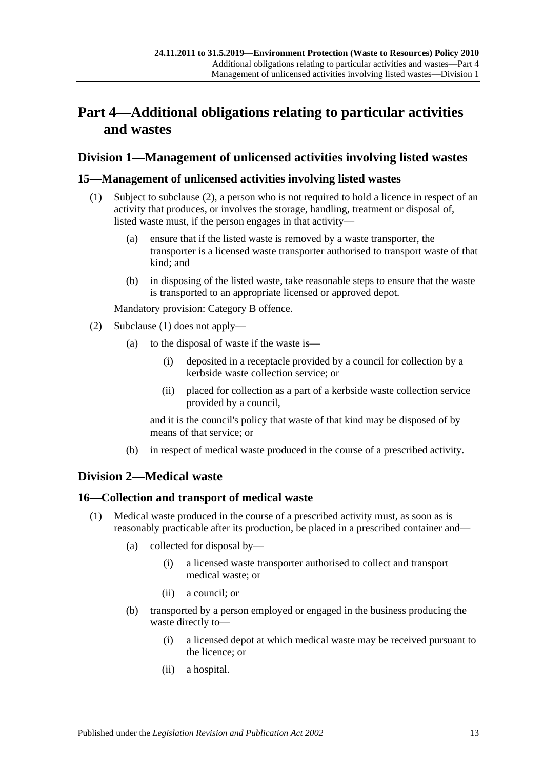# Part 4—Additional obligations relating to particular activities and wastes

## Division 1—Management of unlicensed activities involving listed wastes

### 15—Management of unlicensed activities involving listed wastes

(1) Subject to subclause (2), a person who is not required to hold a licence in respect of an activity that produces, or involves the storage, handling, treatment or disposal of, listed waste must, if the person engages in that activity—

  (a) ensure that if the listed waste is removed by a waste transporter, the transporter is a licensed waste transporter authorised to transport waste of that kind; and

  (b) in disposing of the listed waste, take reasonable steps to ensure that the waste is transported to an appropriate licensed or approved depot.

Mandatory provision: Category B offence.

(2) Subclause (1) does not apply—

  (a) to the disposal of waste if the waste is—

    (i) deposited in a receptacle provided by a council for collection by a kerbside waste collection service; or

    (ii) placed for collection as a part of a kerbside waste collection service provided by a council,

  and it is the council's policy that waste of that kind may be disposed of by means of that service; or

  (b) in respect of medical waste produced in the course of a prescribed activity.

## Division 2—Medical waste

### 16—Collection and transport of medical waste

(1) Medical waste produced in the course of a prescribed activity must, as soon as is reasonably practicable after its production, be placed in a prescribed container and—

  (a) collected for disposal by—

    (i) a licensed waste transporter authorised to collect and transport medical waste; or

    (ii) a council; or

  (b) transported by a person employed or engaged in the business producing the waste directly to—

    (i) a licensed depot at which medical waste may be received pursuant to the licence; or

    (ii) a hospital.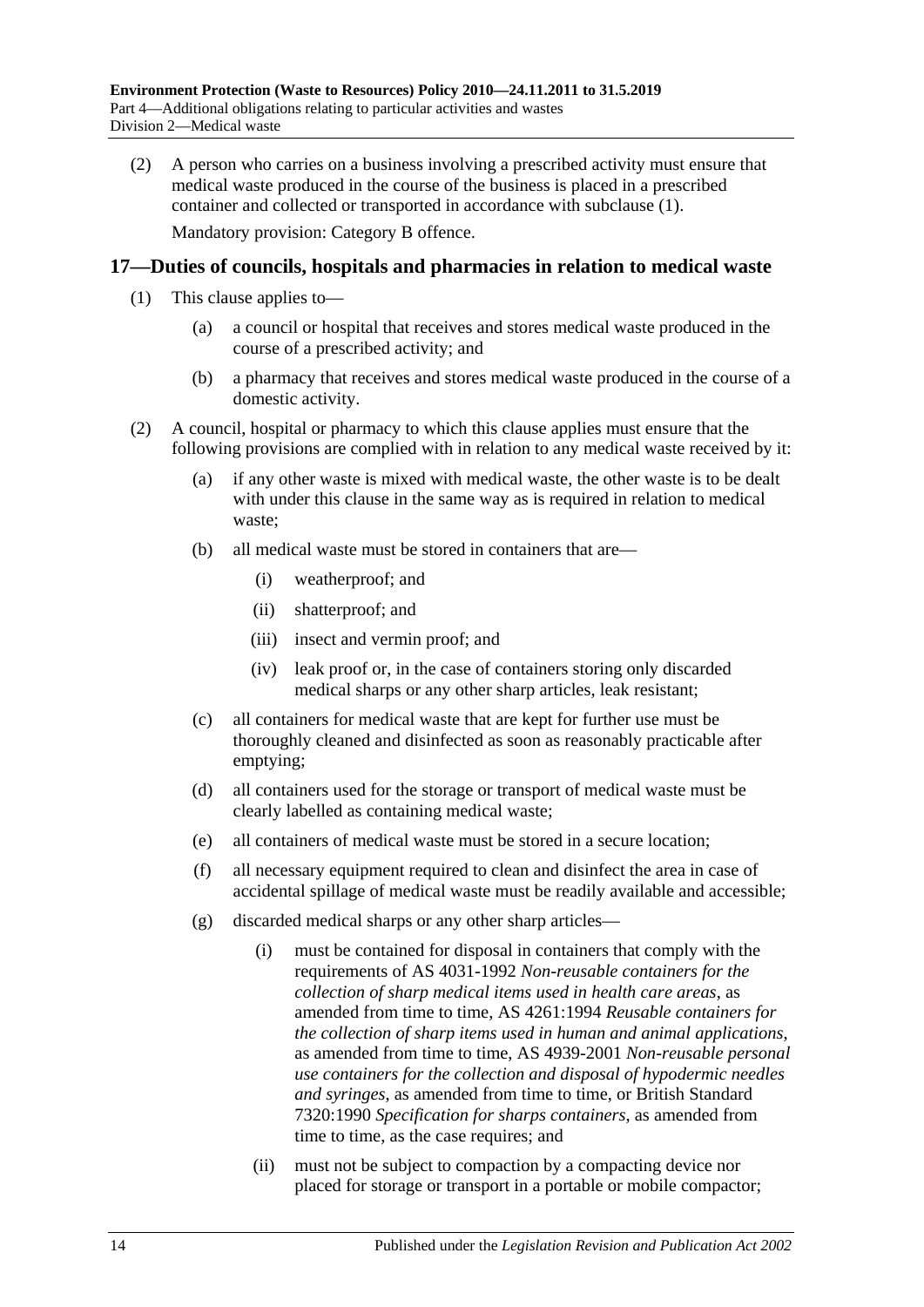(2) A person who carries on a business involving a prescribed activity must ensure that medical waste produced in the course of the business is placed in a prescribed container and collected or transported in accordance with subclause (1).

Mandatory provision: Category B offence.

## 17—Duties of councils, hospitals and pharmacies in relation to medical waste

(1) This clause applies to—

(a) a council or hospital that receives and stores medical waste produced in the course of a prescribed activity; and

(b) a pharmacy that receives and stores medical waste produced in the course of a domestic activity.

(2) A council, hospital or pharmacy to which this clause applies must ensure that the following provisions are complied with in relation to any medical waste received by it:

(a) if any other waste is mixed with medical waste, the other waste is to be dealt with under this clause in the same way as is required in relation to medical waste;

(b) all medical waste must be stored in containers that are—

(i) weatherproof; and

(ii) shatterproof; and

(iii) insect and vermin proof; and

(iv) leak proof or, in the case of containers storing only discarded medical sharps or any other sharp articles, leak resistant;

(c) all containers for medical waste that are kept for further use must be thoroughly cleaned and disinfected as soon as reasonably practicable after emptying;

(d) all containers used for the storage or transport of medical waste must be clearly labelled as containing medical waste;

(e) all containers of medical waste must be stored in a secure location;

(f) all necessary equipment required to clean and disinfect the area in case of accidental spillage of medical waste must be readily available and accessible;

(g) discarded medical sharps or any other sharp articles—

(i) must be contained for disposal in containers that comply with the requirements of AS 4031-1992 *Non-reusable containers for the collection of sharp medical items used in health care areas*, as amended from time to time, AS 4261:1994 *Reusable containers for the collection of sharp items used in human and animal applications*, as amended from time to time, AS 4939-2001 *Non-reusable personal use containers for the collection and disposal of hypodermic needles and syringes*, as amended from time to time, or British Standard 7320:1990 *Specification for sharps containers*, as amended from time to time, as the case requires; and

(ii) must not be subject to compaction by a compacting device nor placed for storage or transport in a portable or mobile compactor;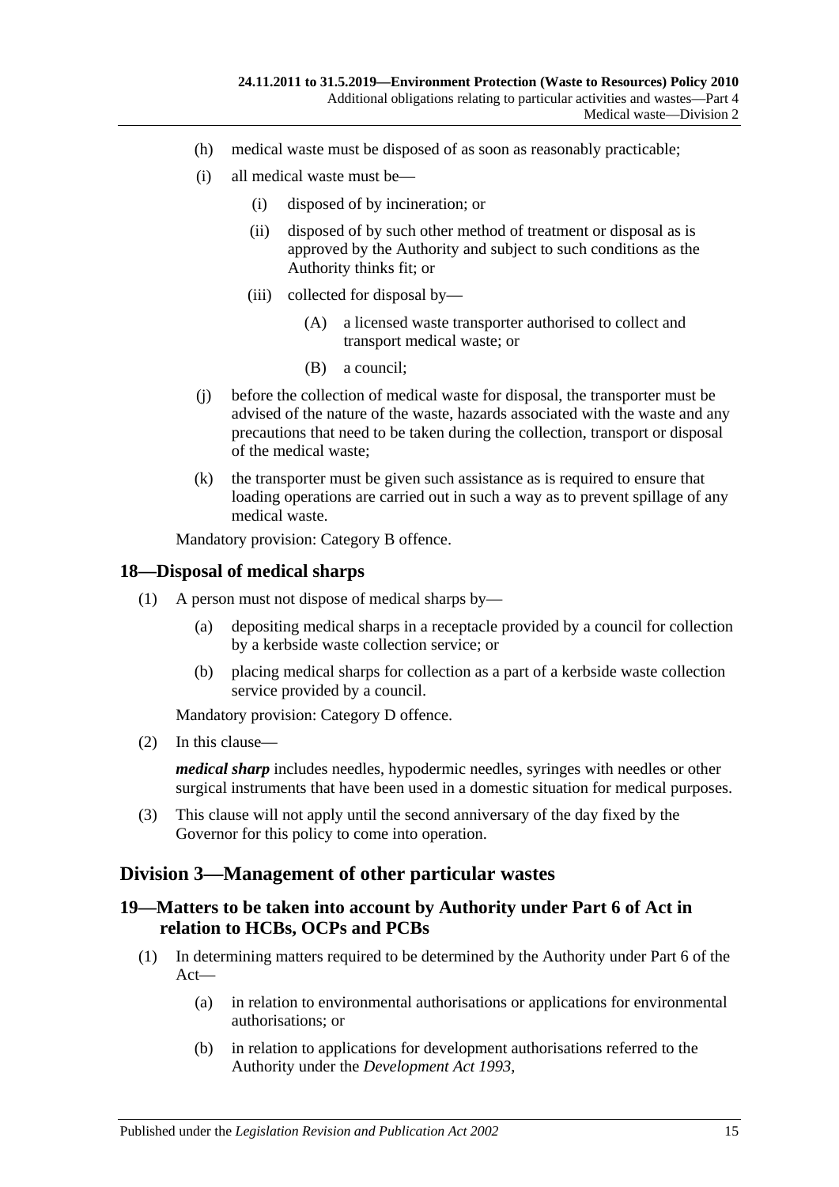(h) medical waste must be disposed of as soon as reasonably practicable;

(i) all medical waste must be—

(i) disposed of by incineration; or

(ii) disposed of by such other method of treatment or disposal as is approved by the Authority and subject to such conditions as the Authority thinks fit; or

(iii) collected for disposal by—

(A) a licensed waste transporter authorised to collect and transport medical waste; or

(B) a council;

(j) before the collection of medical waste for disposal, the transporter must be advised of the nature of the waste, hazards associated with the waste and any precautions that need to be taken during the collection, transport or disposal of the medical waste;

(k) the transporter must be given such assistance as is required to ensure that loading operations are carried out in such a way as to prevent spillage of any medical waste.

Mandatory provision: Category B offence.

## 18—Disposal of medical sharps

(1) A person must not dispose of medical sharps by—

(a) depositing medical sharps in a receptacle provided by a council for collection by a kerbside waste collection service; or

(b) placing medical sharps for collection as a part of a kerbside waste collection service provided by a council.

Mandatory provision: Category D offence.

(2) In this clause—

***medical sharp*** includes needles, hypodermic needles, syringes with needles or other surgical instruments that have been used in a domestic situation for medical purposes.

(3) This clause will not apply until the second anniversary of the day fixed by the Governor for this policy to come into operation.

# Division 3—Management of other particular wastes

## 19—Matters to be taken into account by Authority under Part 6 of Act in relation to HCBs, OCPs and PCBs

(1) In determining matters required to be determined by the Authority under Part 6 of the Act—

(a) in relation to environmental authorisations or applications for environmental authorisations; or

(b) in relation to applications for development authorisations referred to the Authority under the *Development Act 1993*,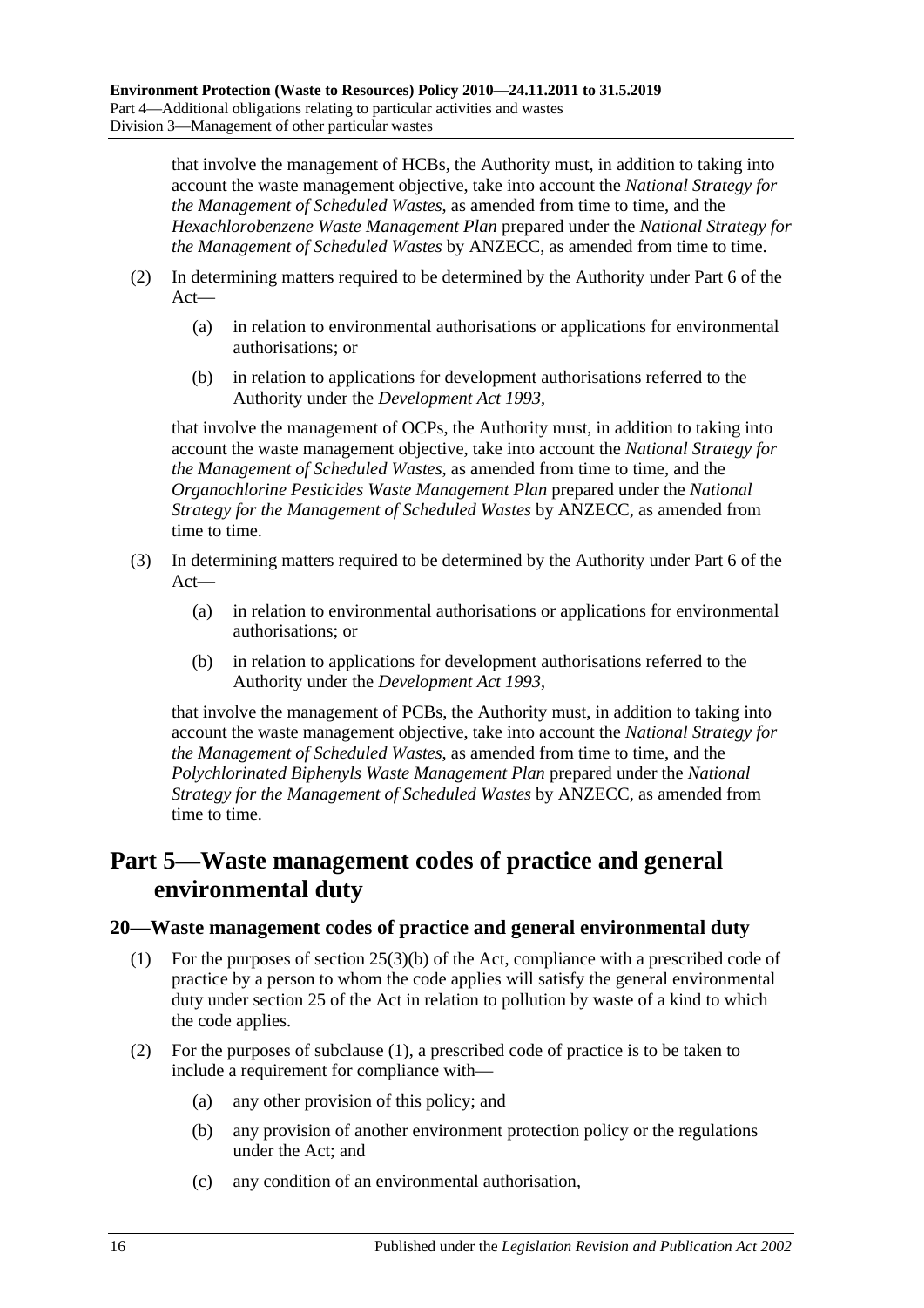that involve the management of HCBs, the Authority must, in addition to taking into account the waste management objective, take into account the *National Strategy for the Management of Scheduled Wastes*, as amended from time to time, and the *Hexachlorobenzene Waste Management Plan* prepared under the *National Strategy for the Management of Scheduled Wastes* by ANZECC, as amended from time to time.

(2) In determining matters required to be determined by the Authority under Part 6 of the Act—

  (a) in relation to environmental authorisations or applications for environmental authorisations; or

  (b) in relation to applications for development authorisations referred to the Authority under the *Development Act 1993*,

that involve the management of OCPs, the Authority must, in addition to taking into account the waste management objective, take into account the *National Strategy for the Management of Scheduled Wastes*, as amended from time to time, and the *Organochlorine Pesticides Waste Management Plan* prepared under the *National Strategy for the Management of Scheduled Wastes* by ANZECC, as amended from time to time.

(3) In determining matters required to be determined by the Authority under Part 6 of the Act—

  (a) in relation to environmental authorisations or applications for environmental authorisations; or

  (b) in relation to applications for development authorisations referred to the Authority under the *Development Act 1993*,

that involve the management of PCBs, the Authority must, in addition to taking into account the waste management objective, take into account the *National Strategy for the Management of Scheduled Wastes*, as amended from time to time, and the *Polychlorinated Biphenyls Waste Management Plan* prepared under the *National Strategy for the Management of Scheduled Wastes* by ANZECC, as amended from time to time.

# Part 5—Waste management codes of practice and general environmental duty

## 20—Waste management codes of practice and general environmental duty

(1) For the purposes of section 25(3)(b) of the Act, compliance with a prescribed code of practice by a person to whom the code applies will satisfy the general environmental duty under section 25 of the Act in relation to pollution by waste of a kind to which the code applies.

(2) For the purposes of subclause (1), a prescribed code of practice is to be taken to include a requirement for compliance with—

  (a) any other provision of this policy; and

  (b) any provision of another environment protection policy or the regulations under the Act; and

  (c) any condition of an environmental authorisation,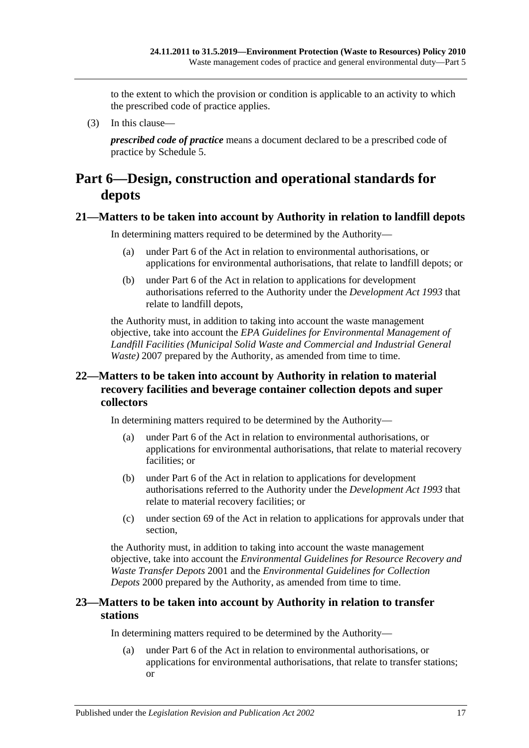to the extent to which the provision or condition is applicable to an activity to which the prescribed code of practice applies.

(3) In this clause—

***prescribed code of practice*** means a document declared to be a prescribed code of practice by Schedule 5.

# Part 6—Design, construction and operational standards for depots

## 21—Matters to be taken into account by Authority in relation to landfill depots

In determining matters required to be determined by the Authority—

(a) under Part 6 of the Act in relation to environmental authorisations, or applications for environmental authorisations, that relate to landfill depots; or

(b) under Part 6 of the Act in relation to applications for development authorisations referred to the Authority under the *Development Act 1993* that relate to landfill depots,

the Authority must, in addition to taking into account the waste management objective, take into account the *EPA Guidelines for Environmental Management of Landfill Facilities (Municipal Solid Waste and Commercial and Industrial General Waste)* 2007 prepared by the Authority, as amended from time to time.

## 22—Matters to be taken into account by Authority in relation to material recovery facilities and beverage container collection depots and super collectors

In determining matters required to be determined by the Authority—

(a) under Part 6 of the Act in relation to environmental authorisations, or applications for environmental authorisations, that relate to material recovery facilities; or

(b) under Part 6 of the Act in relation to applications for development authorisations referred to the Authority under the *Development Act 1993* that relate to material recovery facilities; or

(c) under section 69 of the Act in relation to applications for approvals under that section,

the Authority must, in addition to taking into account the waste management objective, take into account the *Environmental Guidelines for Resource Recovery and Waste Transfer Depots* 2001 and the *Environmental Guidelines for Collection Depots* 2000 prepared by the Authority, as amended from time to time.

## 23—Matters to be taken into account by Authority in relation to transfer stations

In determining matters required to be determined by the Authority—

(a) under Part 6 of the Act in relation to environmental authorisations, or applications for environmental authorisations, that relate to transfer stations; or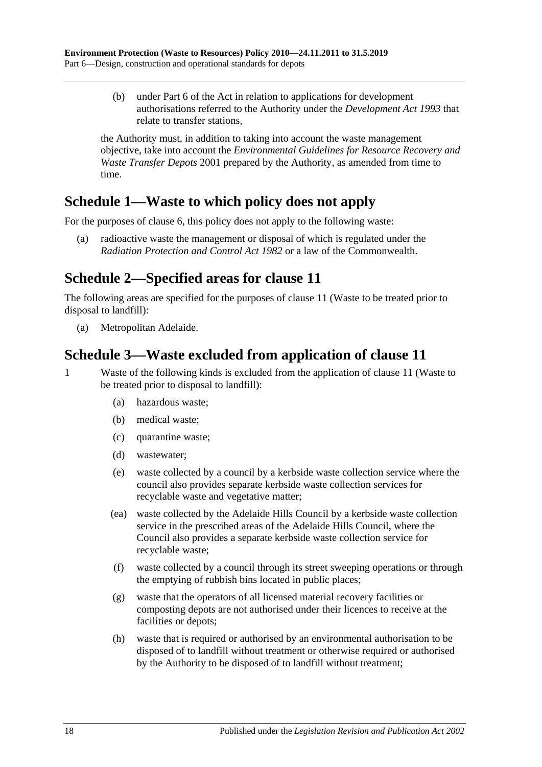(b) under Part 6 of the Act in relation to applications for development authorisations referred to the Authority under the *Development Act 1993* that relate to transfer stations,

the Authority must, in addition to taking into account the waste management objective, take into account the *Environmental Guidelines for Resource Recovery and Waste Transfer Depots* 2001 prepared by the Authority, as amended from time to time.

## Schedule 1—Waste to which policy does not apply

For the purposes of clause 6, this policy does not apply to the following waste:

(a) radioactive waste the management or disposal of which is regulated under the *Radiation Protection and Control Act 1982* or a law of the Commonwealth.

## Schedule 2—Specified areas for clause 11

The following areas are specified for the purposes of clause 11 (Waste to be treated prior to disposal to landfill):

(a) Metropolitan Adelaide.

## Schedule 3—Waste excluded from application of clause 11

1 Waste of the following kinds is excluded from the application of clause 11 (Waste to be treated prior to disposal to landfill):

(a) hazardous waste;

(b) medical waste;

(c) quarantine waste;

(d) wastewater;

(e) waste collected by a council by a kerbside waste collection service where the council also provides separate kerbside waste collection services for recyclable waste and vegetative matter;

(ea) waste collected by the Adelaide Hills Council by a kerbside waste collection service in the prescribed areas of the Adelaide Hills Council, where the Council also provides a separate kerbside waste collection service for recyclable waste;

(f) waste collected by a council through its street sweeping operations or through the emptying of rubbish bins located in public places;

(g) waste that the operators of all licensed material recovery facilities or composting depots are not authorised under their licences to receive at the facilities or depots;

(h) waste that is required or authorised by an environmental authorisation to be disposed of to landfill without treatment or otherwise required or authorised by the Authority to be disposed of to landfill without treatment;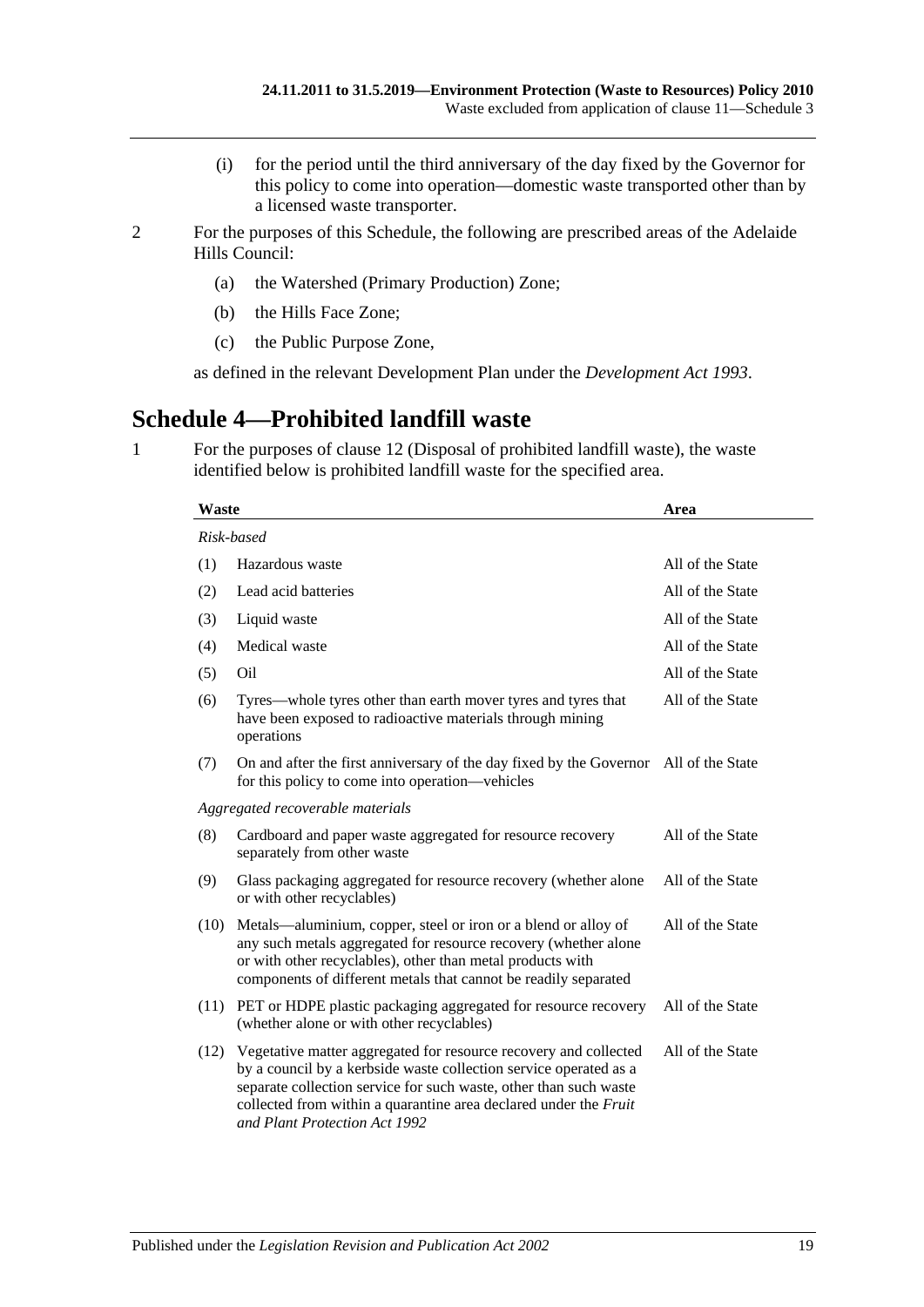(i) for the period until the third anniversary of the day fixed by the Governor for this policy to come into operation—domestic waste transported other than by a licensed waste transporter.

2 For the purposes of this Schedule, the following are prescribed areas of the Adelaide Hills Council:

(a) the Watershed (Primary Production) Zone;

(b) the Hills Face Zone;

(c) the Public Purpose Zone,

as defined in the relevant Development Plan under the *Development Act 1993*.

## Schedule 4—Prohibited landfill waste

1 For the purposes of clause 12 (Disposal of prohibited landfill waste), the waste identified below is prohibited landfill waste for the specified area.

| Waste | | Area |
|---|---|---|
| *Risk-based* | | |
| (1) | Hazardous waste | All of the State |
| (2) | Lead acid batteries | All of the State |
| (3) | Liquid waste | All of the State |
| (4) | Medical waste | All of the State |
| (5) | Oil | All of the State |
| (6) | Tyres—whole tyres other than earth mover tyres and tyres that have been exposed to radioactive materials through mining operations | All of the State |
| (7) | On and after the first anniversary of the day fixed by the Governor for this policy to come into operation—vehicles | All of the State |
| *Aggregated recoverable materials* | | |
| (8) | Cardboard and paper waste aggregated for resource recovery separately from other waste | All of the State |
| (9) | Glass packaging aggregated for resource recovery (whether alone or with other recyclables) | All of the State |
| (10) | Metals—aluminium, copper, steel or iron or a blend or alloy of any such metals aggregated for resource recovery (whether alone or with other recyclables), other than metal products with components of different metals that cannot be readily separated | All of the State |
| (11) | PET or HDPE plastic packaging aggregated for resource recovery (whether alone or with other recyclables) | All of the State |
| (12) | Vegetative matter aggregated for resource recovery and collected by a council by a kerbside waste collection service operated as a separate collection service for such waste, other than such waste collected from within a quarantine area declared under the *Fruit and Plant Protection Act 1992* | All of the State |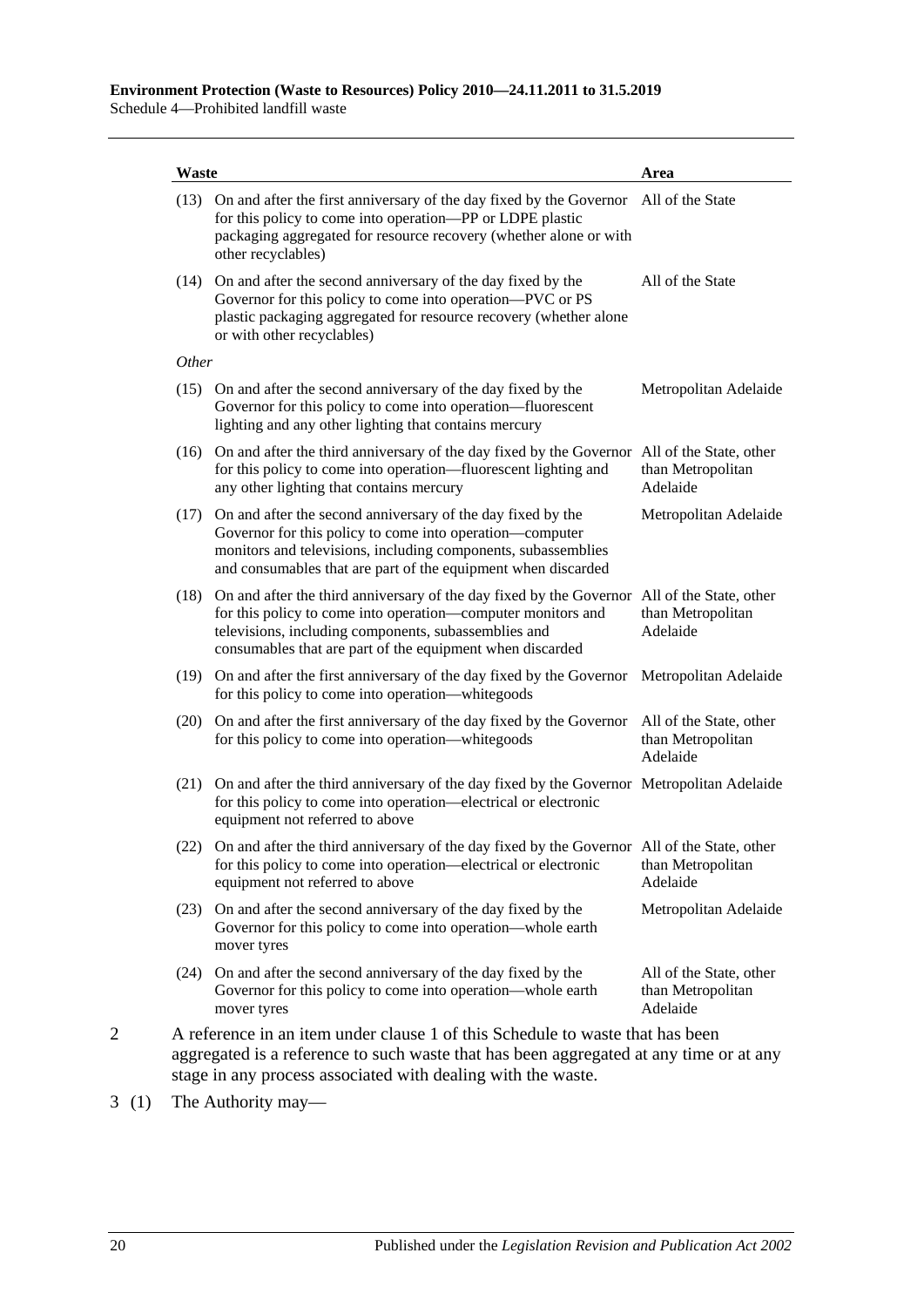| Waste | Area |
|---|---|
| (13) On and after the first anniversary of the day fixed by the Governor for this policy to come into operation—PP or LDPE plastic packaging aggregated for resource recovery (whether alone or with other recyclables) | All of the State |
| (14) On and after the second anniversary of the day fixed by the Governor for this policy to come into operation—PVC or PS plastic packaging aggregated for resource recovery (whether alone or with other recyclables) | All of the State |
| *Other* | |
| (15) On and after the second anniversary of the day fixed by the Governor for this policy to come into operation—fluorescent lighting and any other lighting that contains mercury | Metropolitan Adelaide |
| (16) On and after the third anniversary of the day fixed by the Governor for this policy to come into operation—fluorescent lighting and any other lighting that contains mercury | All of the State, other than Metropolitan Adelaide |
| (17) On and after the second anniversary of the day fixed by the Governor for this policy to come into operation—computer monitors and televisions, including components, subassemblies and consumables that are part of the equipment when discarded | Metropolitan Adelaide |
| (18) On and after the third anniversary of the day fixed by the Governor for this policy to come into operation—computer monitors and televisions, including components, subassemblies and consumables that are part of the equipment when discarded | All of the State, other than Metropolitan Adelaide |
| (19) On and after the first anniversary of the day fixed by the Governor for this policy to come into operation—whitegoods | Metropolitan Adelaide |
| (20) On and after the first anniversary of the day fixed by the Governor for this policy to come into operation—whitegoods | All of the State, other than Metropolitan Adelaide |
| (21) On and after the third anniversary of the day fixed by the Governor for this policy to come into operation—electrical or electronic equipment not referred to above | Metropolitan Adelaide |
| (22) On and after the third anniversary of the day fixed by the Governor for this policy to come into operation—electrical or electronic equipment not referred to above | All of the State, other than Metropolitan Adelaide |
| (23) On and after the second anniversary of the day fixed by the Governor for this policy to come into operation—whole earth mover tyres | Metropolitan Adelaide |
| (24) On and after the second anniversary of the day fixed by the Governor for this policy to come into operation—whole earth mover tyres | All of the State, other than Metropolitan Adelaide |

2 A reference in an item under clause 1 of this Schedule to waste that has been aggregated is a reference to such waste that has been aggregated at any time or at any stage in any process associated with dealing with the waste.

3 (1) The Authority may—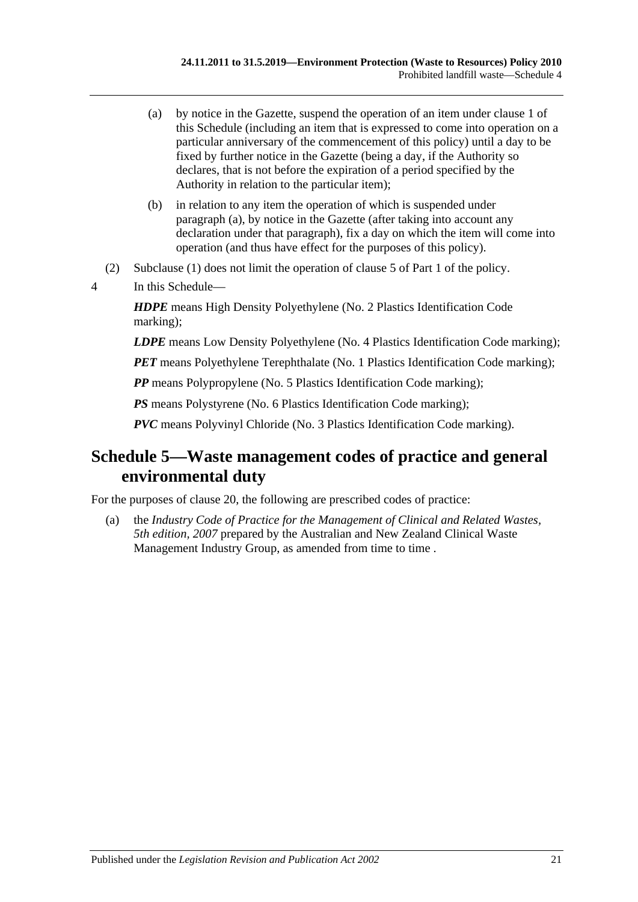(a) by notice in the Gazette, suspend the operation of an item under clause 1 of this Schedule (including an item that is expressed to come into operation on a particular anniversary of the commencement of this policy) until a day to be fixed by further notice in the Gazette (being a day, if the Authority so declares, that is not before the expiration of a period specified by the Authority in relation to the particular item);

(b) in relation to any item the operation of which is suspended under paragraph (a), by notice in the Gazette (after taking into account any declaration under that paragraph), fix a day on which the item will come into operation (and thus have effect for the purposes of this policy).

(2) Subclause (1) does not limit the operation of clause 5 of Part 1 of the policy.

4 In this Schedule—

***HDPE*** means High Density Polyethylene (No. 2 Plastics Identification Code marking);

***LDPE*** means Low Density Polyethylene (No. 4 Plastics Identification Code marking);

***PET*** means Polyethylene Terephthalate (No. 1 Plastics Identification Code marking);

***PP*** means Polypropylene (No. 5 Plastics Identification Code marking);

***PS*** means Polystyrene (No. 6 Plastics Identification Code marking);

***PVC*** means Polyvinyl Chloride (No. 3 Plastics Identification Code marking).

## Schedule 5—Waste management codes of practice and general environmental duty

For the purposes of clause 20, the following are prescribed codes of practice:

(a) the *Industry Code of Practice for the Management of Clinical and Related Wastes, 5th edition, 2007* prepared by the Australian and New Zealand Clinical Waste Management Industry Group, as amended from time to time .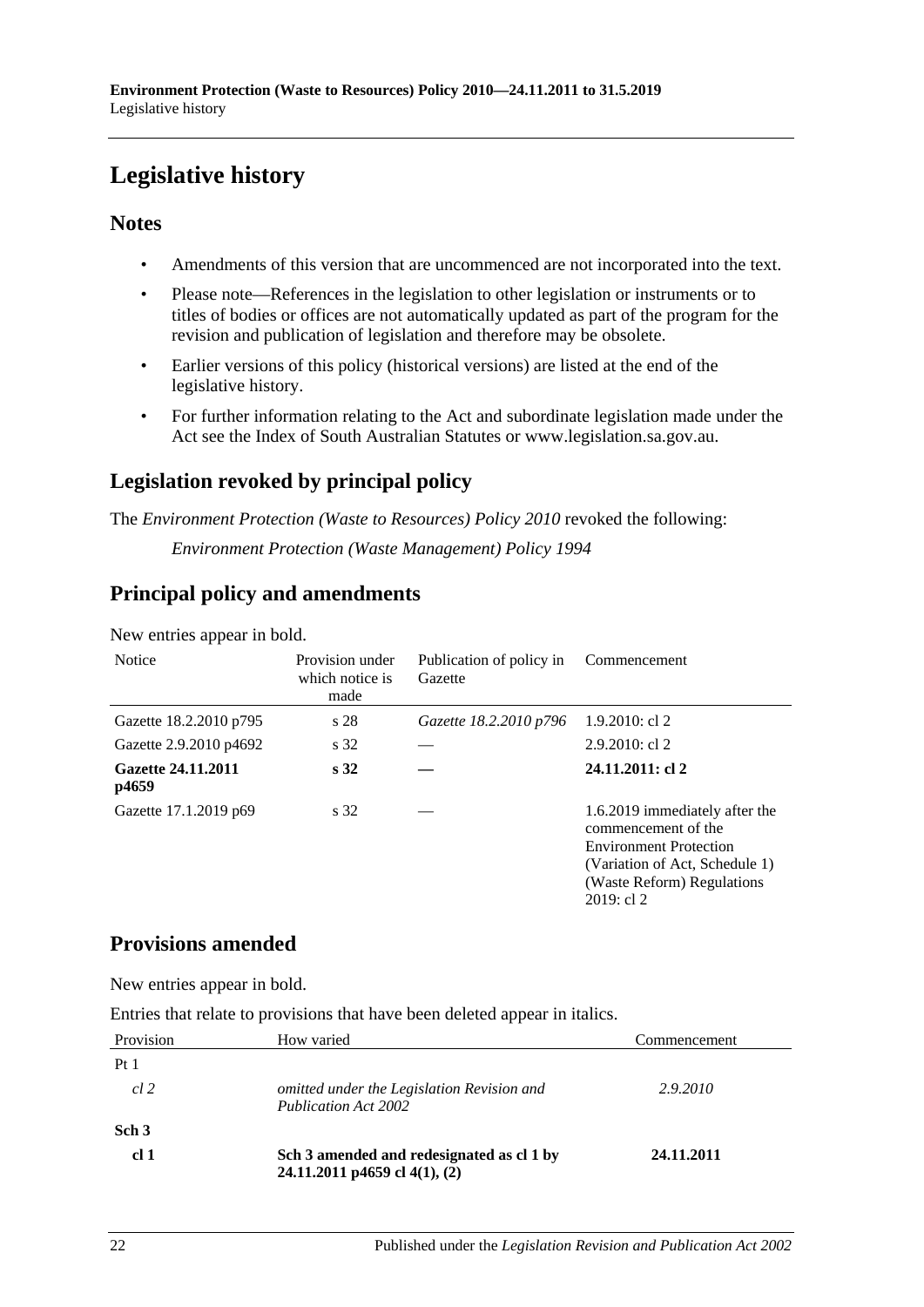# Legislative history

## Notes

- Amendments of this version that are uncommenced are not incorporated into the text.
- Please note—References in the legislation to other legislation or instruments or to titles of bodies or offices are not automatically updated as part of the program for the revision and publication of legislation and therefore may be obsolete.
- Earlier versions of this policy (historical versions) are listed at the end of the legislative history.
- For further information relating to the Act and subordinate legislation made under the Act see the Index of South Australian Statutes or www.legislation.sa.gov.au.

## Legislation revoked by principal policy

The *Environment Protection (Waste to Resources) Policy 2010* revoked the following:

*Environment Protection (Waste Management) Policy 1994*

## Principal policy and amendments

New entries appear in bold.

| Notice | Provision under which notice is made | Publication of policy in Gazette | Commencement |
|---|---|---|---|
| Gazette 18.2.2010 p795 | s 28 | *Gazette 18.2.2010 p796* | 1.9.2010: cl 2 |
| Gazette 2.9.2010 p4692 | s 32 | — | 2.9.2010: cl 2 |
| **Gazette 24.11.2011 p4659** | **s 32** | **—** | **24.11.2011: cl 2** |
| Gazette 17.1.2019 p69 | s 32 | — | 1.6.2019 immediately after the commencement of the Environment Protection (Variation of Act, Schedule 1) (Waste Reform) Regulations 2019: cl 2 |

## Provisions amended

New entries appear in bold.

Entries that relate to provisions that have been deleted appear in italics.

| Provision | How varied | Commencement |
|---|---|---|
| Pt 1 | | |
| *cl 2* | *omitted under the Legislation Revision and Publication Act 2002* | *2.9.2010* |
| **Sch 3** | | |
| **cl 1** | **Sch 3 amended and redesignated as cl 1 by 24.11.2011 p4659 cl 4(1), (2)** | **24.11.2011** |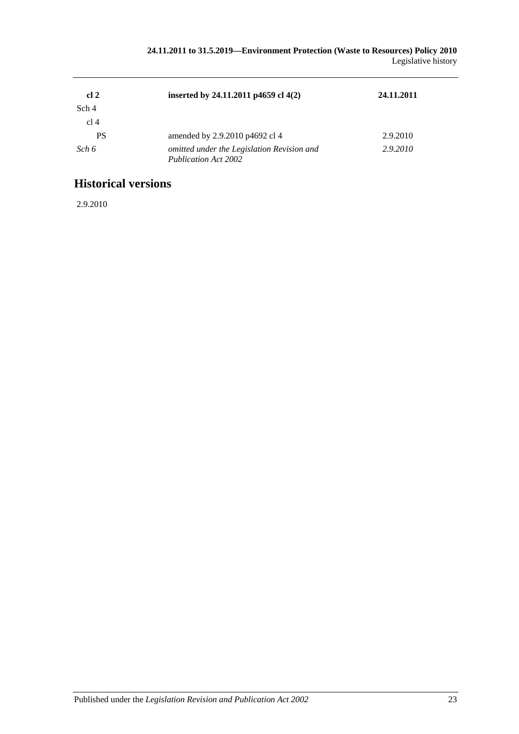| | | |
|---|---|---|
| **cl 2** | **inserted by 24.11.2011 p4659 cl 4(2)** | **24.11.2011** |
| Sch 4 | | |
| cl 4 | | |
| PS | amended by 2.9.2010 p4692 cl 4 | 2.9.2010 |
| *Sch 6* | *omitted under the Legislation Revision and Publication Act 2002* | *2.9.2010* |

## Historical versions

2.9.2010